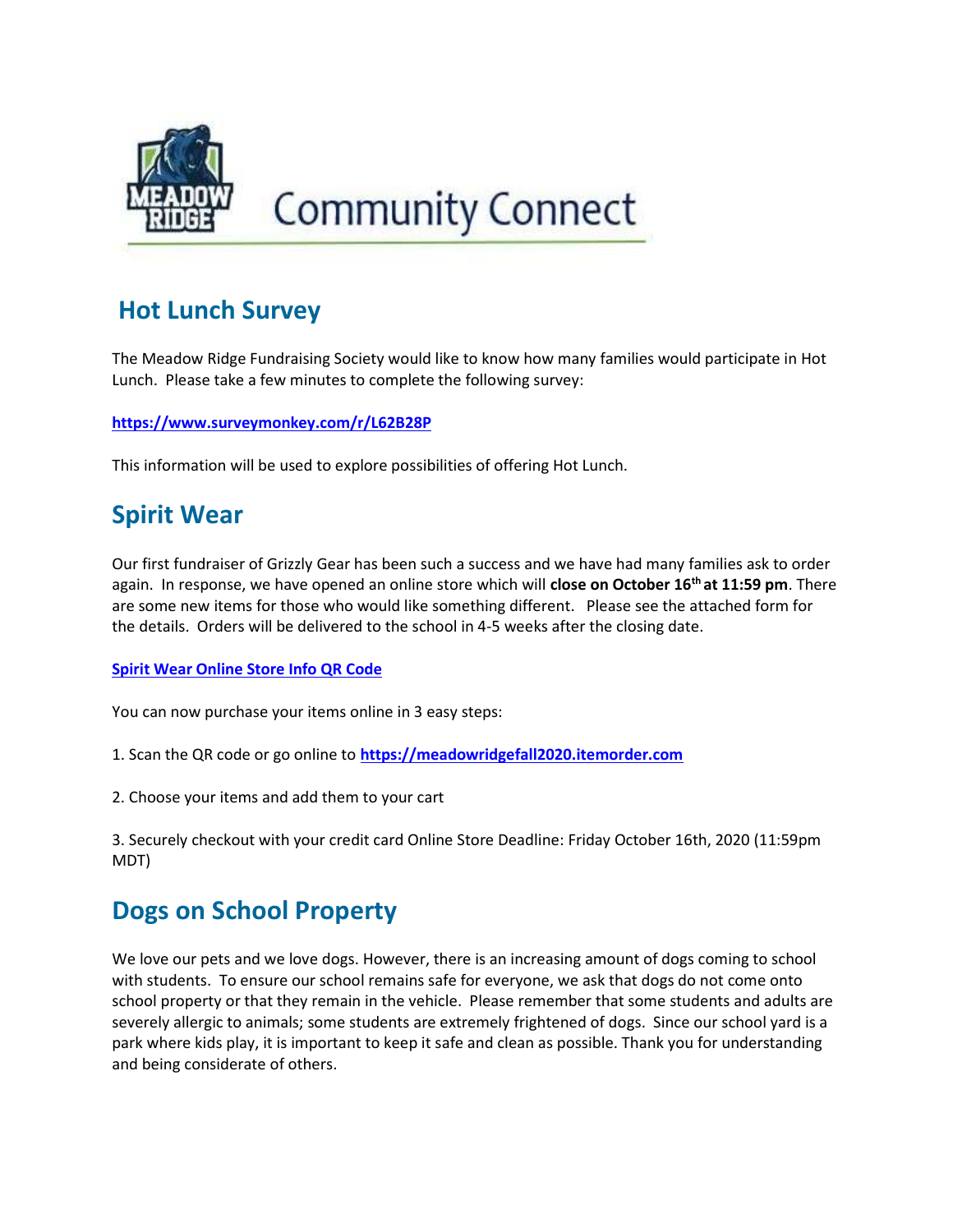# Community Connect

## Hot Lunch Survey

The Meadow Ridge Fundraising Society would like to know how many families would participate in Hot Lunch. Please take a few minutes to complete the following survey:

**https://www.surveymonkey.com/r/L62B28P**

This information will be used to explore possibilities of offering Hot Lunch.

## Spirit Wear

Our first fundraiser of Grizzly Gear has been such a success and we have had many families ask to order again. In response, we have opened an online store which will **close on October 16th at 11:59 pm**. There are some new items for those who would like something different. Please see the attached form for the details. Orders will be delivered to the school in 4-5 weeks after the closing date.

**Spirit Wear Online Store Info QR Code**

You can now purchase your items online in 3 easy steps:

1. Scan the QR code or go online to **https://meadowridgefall2020.itemorder.com**

2. Choose your items and add them to your cart

3. Securely checkout with your credit card Online Store Deadline: Friday October 16th, 2020 (11:59pm MDT)

## Dogs on School Property

We love our pets and we love dogs. However, there is an increasing amount of dogs coming to school with students. To ensure our school remains safe for everyone, we ask that dogs do not come onto school property or that they remain in the vehicle. Please remember that some students and adults are severely allergic to animals; some students are extremely frightened of dogs. Since our school yard is a park where kids play, it is important to keep it safe and clean as possible. Thank you for understanding and being considerate of others.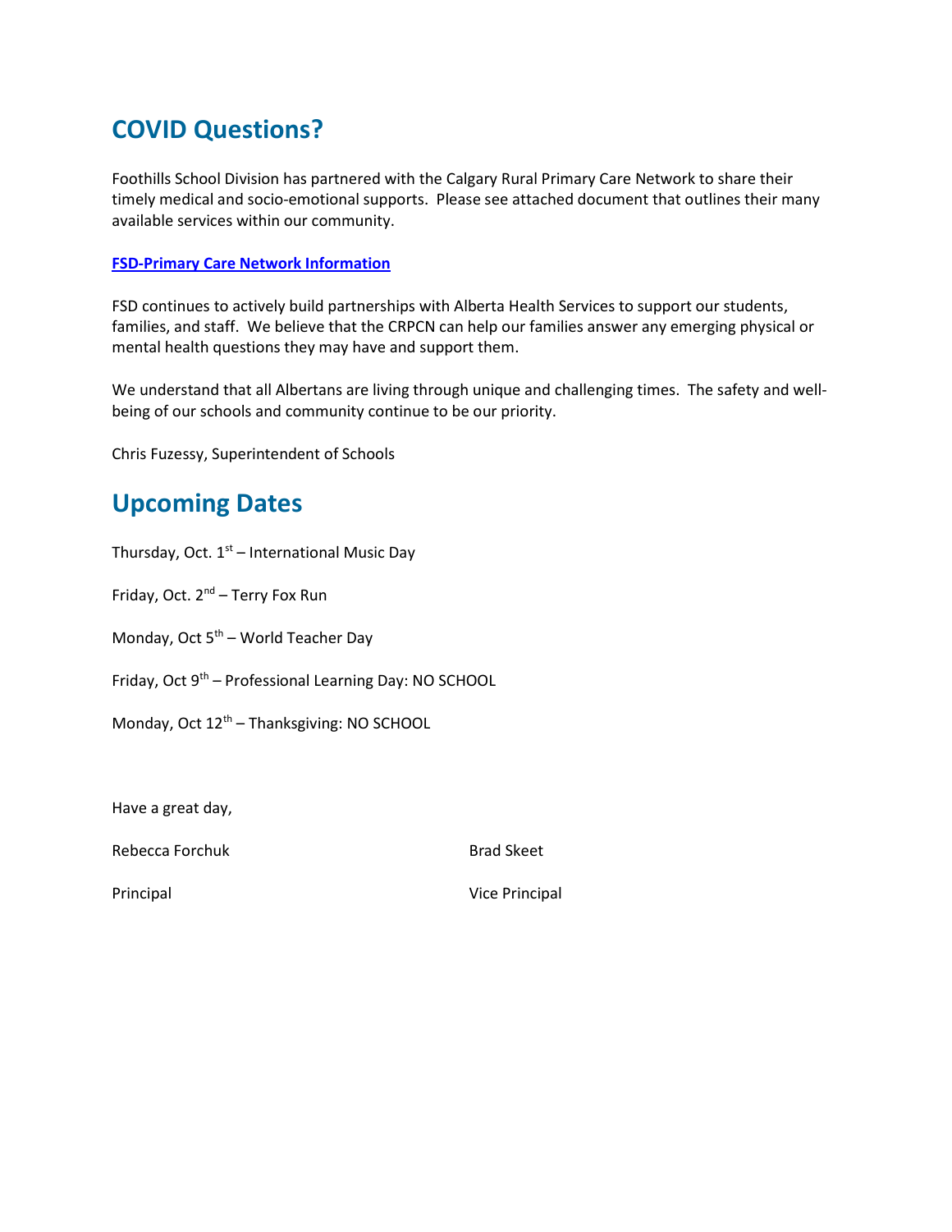## COVID Questions?

Foothills School Division has partnered with the Calgary Rural Primary Care Network to share their timely medical and socio-emotional supports. Please see attached document that outlines their many available services within our community.

**FSD-Primary Care Network Information**

FSD continues to actively build partnerships with Alberta Health Services to support our students, families, and staff. We believe that the CRPCN can help our families answer any emerging physical or mental health questions they may have and support them.

We understand that all Albertans are living through unique and challenging times. The safety and well-being of our schools and community continue to be our priority.

Chris Fuzessy, Superintendent of Schools

## Upcoming Dates

Thursday, Oct. 1st – International Music Day

Friday, Oct. 2nd – Terry Fox Run

Monday, Oct 5th – World Teacher Day

Friday, Oct 9th – Professional Learning Day: NO SCHOOL

Monday, Oct 12th – Thanksgiving: NO SCHOOL

Have a great day,

Rebecca Forchuk
Principal

Brad Skeet
Vice Principal